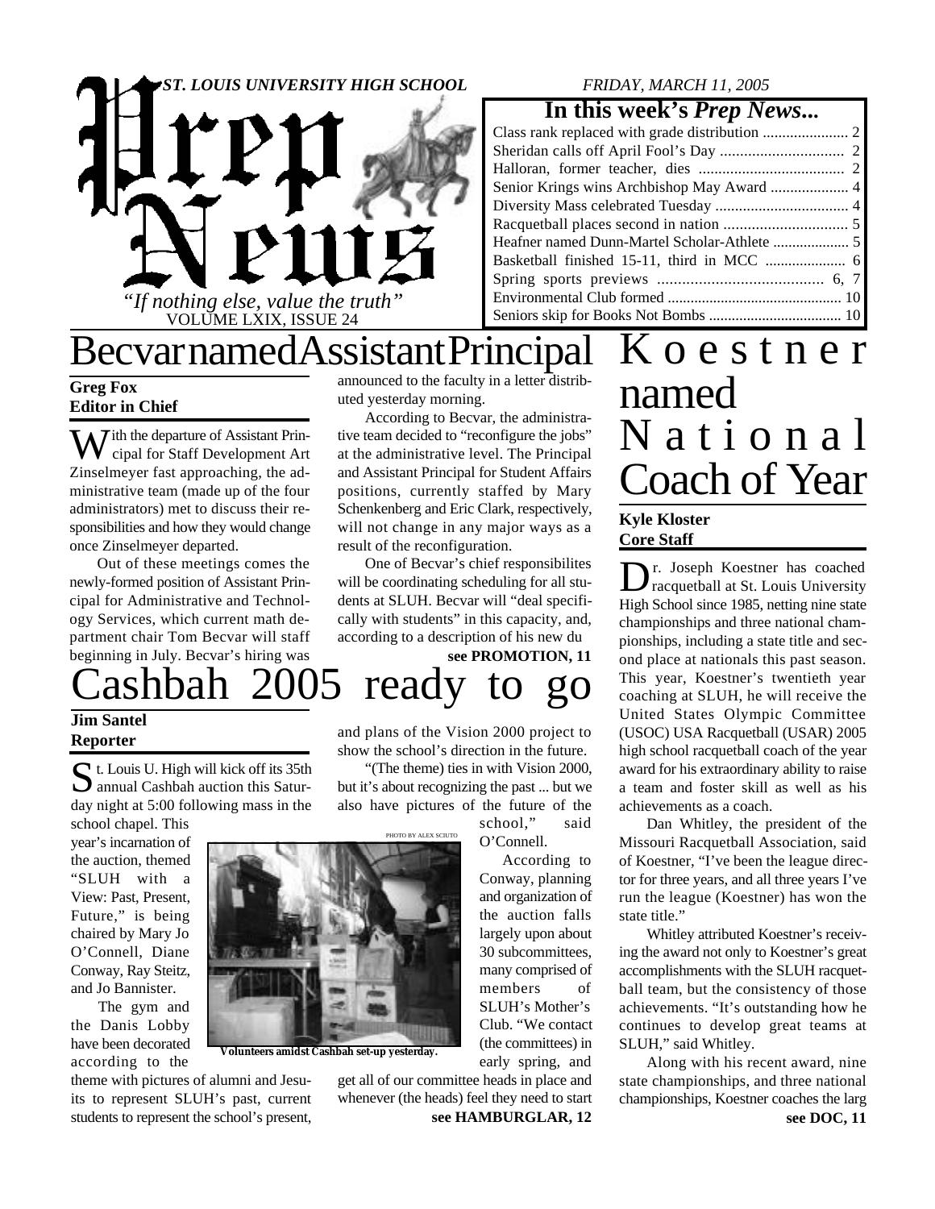# Prep News

*ST. LOUIS UNIVERSITY HIGH SCHOOL* — *FRIDAY, MARCH 11, 2005*

*"If nothing else, value the truth"*

VOLUME LXIX, ISSUE 24

## In this week's *Prep News*...

- Class rank replaced with grade distribution ...................... 2
- Sheridan calls off April Fool's Day ............................... 2
- Halloran, former teacher, dies ..................................... 2
- Senior Krings wins Archbishop May Award .................... 4
- Diversity Mass celebrated Tuesday .................................. 4
- Racquetball places second in nation ............................... 5
- Heafner named Dunn-Martel Scholar-Athlete .................... 5
- Basketball finished 15-11, third in MCC ..................... 6
- Spring sports previews ........................................ 6, 7
- Environmental Club formed .............................................. 10
- Seniors skip for Books Not Bombs ................................... 10

# Becvar named Assistant Principal

**Greg Fox**
**Editor in Chief**

With the departure of Assistant Principal for Staff Development Art Zinselmeyer fast approaching, the administrative team (made up of the four administrators) met to discuss their responsibilities and how they would change once Zinselmeyer departed.

Out of these meetings comes the newly-formed position of Assistant Principal for Administrative and Technology Services, which current math department chair Tom Becvar will staff beginning in July. Becvar's hiring was announced to the faculty in a letter distributed yesterday morning.

According to Becvar, the administrative team decided to "reconfigure the jobs" at the administrative level. The Principal and Assistant Principal for Student Affairs positions, currently staffed by Mary Schenkenberg and Eric Clark, respectively, will not change in any major ways as a result of the reconfiguration.

One of Becvar's chief responsibilites will be coordinating scheduling for all students at SLUH. Becvar will "deal specifically with students" in this capacity, and, according to a description of his new du

**see PROMOTION, 11**

# Cashbah 2005 ready to go

**Jim Santel**
**Reporter**

St. Louis U. High will kick off its 35th annual Cashbah auction this Saturday night at 5:00 following mass in the school chapel. This year's incarnation of the auction, themed "SLUH with a View: Past, Present, Future," is being chaired by Mary Jo O'Connell, Diane Conway, Ray Steitz, and Jo Bannister.

The gym and the Danis Lobby have been decorated according to the theme with pictures of alumni and Jesuits to represent SLUH's past, current students to represent the school's present, and plans of the Vision 2000 project to show the school's direction in the future.

"(The theme) ties in with Vision 2000, but it's about recognizing the past ... but we also have pictures of the future of the school," said O'Connell.

According to Conway, planning and organization of the auction falls largely upon about 30 subcommittees, many comprised of members of SLUH's Mother's Club. "We contact (the committees) in early spring, and get all of our committee heads in place and whenever (the heads) feel they need to start

**see HAMBURGLAR, 12**

PHOTO BY ALEX SCIUTO

**Volunteers amidst Cashbah set-up yesterday.**

# Koestner named National Coach of Year

**Kyle Kloster**
**Core Staff**

Dr. Joseph Koestner has coached racquetball at St. Louis University High School since 1985, netting nine state championships and three national championships, including a state title and second place at nationals this past season. This year, Koestner's twentieth year coaching at SLUH, he will receive the United States Olympic Committee (USOC) USA Racquetball (USAR) 2005 high school racquetball coach of the year award for his extraordinary ability to raise a team and foster skill as well as his achievements as a coach.

Dan Whitley, the president of the Missouri Racquetball Association, said of Koestner, "I've been the league director for three years, and all three years I've run the league (Koestner) has won the state title."

Whitley attributed Koestner's receiving the award not only to Koestner's great accomplishments with the SLUH racquetball team, but the consistency of those achievements. "It's outstanding how he continues to develop great teams at SLUH," said Whitley.

Along with his recent award, nine state championships, and three national championships, Koestner coaches the larg

**see DOC, 11**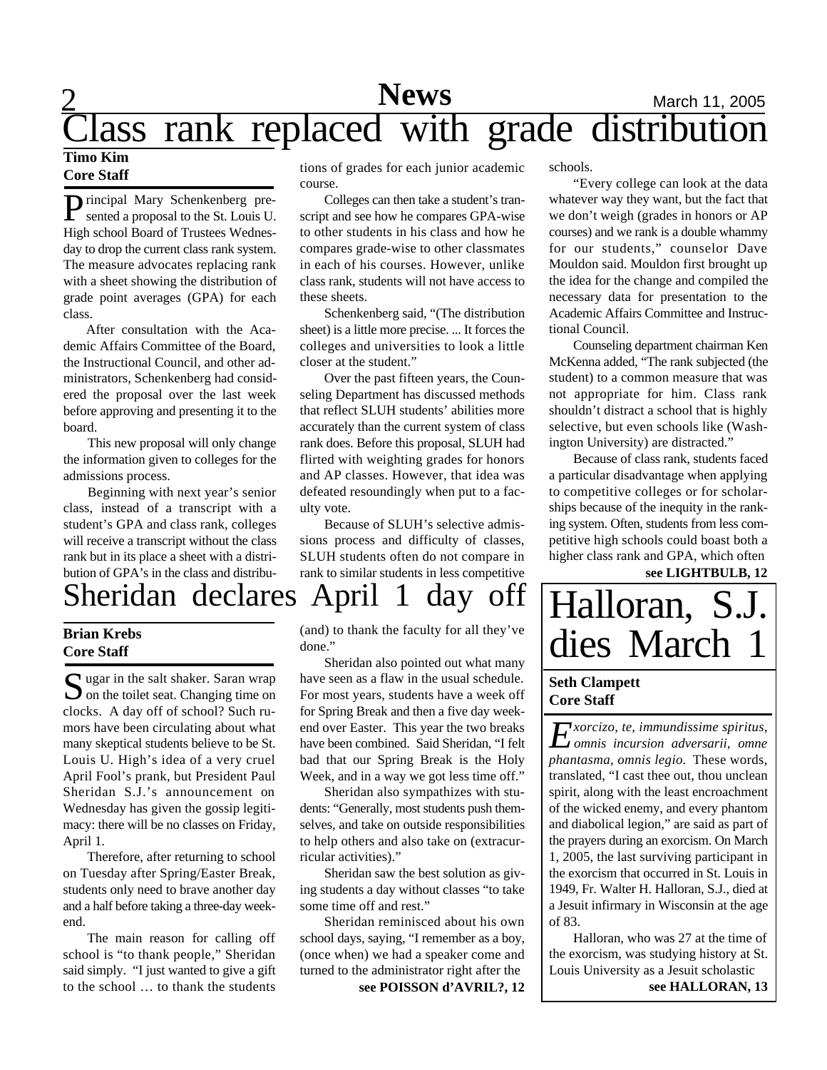# Class rank replaced with grade distribution

**Timo Kim**
**Core Staff**

Principal Mary Schenkenberg presented a proposal to the St. Louis U. High school Board of Trustees Wednesday to drop the current class rank system. The measure advocates replacing rank with a sheet showing the distribution of grade point averages (GPA) for each class.

After consultation with the Academic Affairs Committee of the Board, the Instructional Council, and other administrators, Schenkenberg had considered the proposal over the last week before approving and presenting it to the board.

This new proposal will only change the information given to colleges for the admissions process.

Beginning with next year's senior class, instead of a transcript with a student's GPA and class rank, colleges will receive a transcript without the class rank but in its place a sheet with a distribution of GPA's in the class and distributions of grades for each junior academic course.

Colleges can then take a student's transcript and see how he compares GPA-wise to other students in his class and how he compares grade-wise to other classmates in each of his courses. However, unlike class rank, students will not have access to these sheets.

Schenkenberg said, "(The distribution sheet) is a little more precise. ... It forces the colleges and universities to look a little closer at the student."

Over the past fifteen years, the Counseling Department has discussed methods that reflect SLUH students' abilities more accurately than the current system of class rank does. Before this proposal, SLUH had flirted with weighting grades for honors and AP classes. However, that idea was defeated resoundingly when put to a faculty vote.

Because of SLUH's selective admissions process and difficulty of classes, SLUH students often do not compare in rank to similar students in less competitive schools.

"Every college can look at the data whatever way they want, but the fact that we don't weigh (grades in honors or AP courses) and we rank is a double whammy for our students," counselor Dave Mouldon said. Mouldon first brought up the idea for the change and compiled the necessary data for presentation to the Academic Affairs Committee and Instructional Council.

Counseling department chairman Ken McKenna added, "The rank subjected (the student) to a common measure that was not appropriate for him. Class rank shouldn't distract a school that is highly selective, but even schools like (Washington University) are distracted."

Because of class rank, students faced a particular disadvantage when applying to competitive colleges or for scholarships because of the inequity in the ranking system. Often, students from less competitive high schools could boast both a higher class rank and GPA, which often

**see LIGHTBULB, 12**

# Sheridan declares April 1 day off

**Brian Krebs**
**Core Staff**

Sugar in the salt shaker. Saran wrap on the toilet seat. Changing time on clocks. A day off of school? Such rumors have been circulating about what many skeptical students believe to be St. Louis U. High's idea of a very cruel April Fool's prank, but President Paul Sheridan S.J.'s announcement on Wednesday has given the gossip legitimacy: there will be no classes on Friday, April 1.

Therefore, after returning to school on Tuesday after Spring/Easter Break, students only need to brave another day and a half before taking a three-day weekend.

The main reason for calling off school is "to thank people," Sheridan said simply. "I just wanted to give a gift to the school … to thank the students (and) to thank the faculty for all they've done."

Sheridan also pointed out what many have seen as a flaw in the usual schedule. For most years, students have a week off for Spring Break and then a five day weekend over Easter. This year the two breaks have been combined. Said Sheridan, "I felt bad that our Spring Break is the Holy Week, and in a way we got less time off."

Sheridan also sympathizes with students: "Generally, most students push themselves, and take on outside responsibilities to help others and also take on (extracurricular activities)."

Sheridan saw the best solution as giving students a day without classes "to take some time off and rest."

Sheridan reminisced about his own school days, saying, "I remember as a boy, (once when) we had a speaker come and turned to the administrator right after the

**see POISSON d'AVRIL?, 12**

# Halloran, S.J. dies March 1

**Seth Clampett**
**Core Staff**

*Exorcizo, te, immundissime spiritus, omnis incursion adversarii, omne phantasma, omnis legio.* These words, translated, "I cast thee out, thou unclean spirit, along with the least encroachment of the wicked enemy, and every phantom and diabolical legion," are said as part of the prayers during an exorcism. On March 1, 2005, the last surviving participant in the exorcism that occurred in St. Louis in 1949, Fr. Walter H. Halloran, S.J., died at a Jesuit infirmary in Wisconsin at the age of 83.

Halloran, who was 27 at the time of the exorcism, was studying history at St. Louis University as a Jesuit scholastic

**see HALLORAN, 13**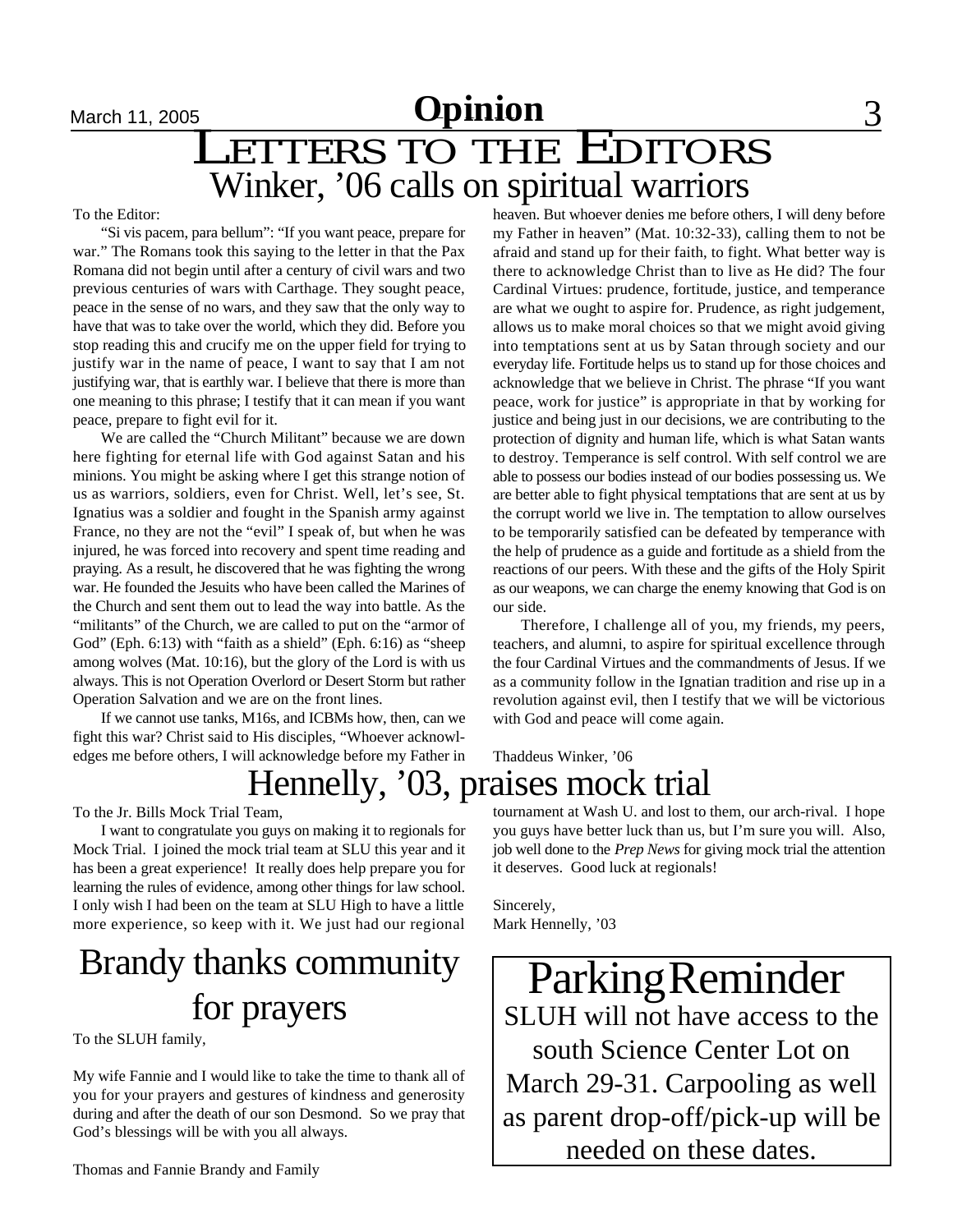# Letters to the Editors

## Winker, '06 calls on spiritual warriors

To the Editor:

"Si vis pacem, para bellum": "If you want peace, prepare for war." The Romans took this saying to the letter in that the Pax Romana did not begin until after a century of civil wars and two previous centuries of wars with Carthage. They sought peace, peace in the sense of no wars, and they saw that the only way to have that was to take over the world, which they did. Before you stop reading this and crucify me on the upper field for trying to justify war in the name of peace, I want to say that I am not justifying war, that is earthly war. I believe that there is more than one meaning to this phrase; I testify that it can mean if you want peace, prepare to fight evil for it.

We are called the "Church Militant" because we are down here fighting for eternal life with God against Satan and his minions. You might be asking where I get this strange notion of us as warriors, soldiers, even for Christ. Well, let's see, St. Ignatius was a soldier and fought in the Spanish army against France, no they are not the "evil" I speak of, but when he was injured, he was forced into recovery and spent time reading and praying. As a result, he discovered that he was fighting the wrong war. He founded the Jesuits who have been called the Marines of the Church and sent them out to lead the way into battle. As the "militants" of the Church, we are called to put on the "armor of God" (Eph. 6:13) with "faith as a shield" (Eph. 6:16) as "sheep among wolves (Mat. 10:16), but the glory of the Lord is with us always. This is not Operation Overlord or Desert Storm but rather Operation Salvation and we are on the front lines.

If we cannot use tanks, M16s, and ICBMs how, then, can we fight this war? Christ said to His disciples, "Whoever acknowledges me before others, I will acknowledge before my Father in heaven. But whoever denies me before others, I will deny before my Father in heaven" (Mat. 10:32-33), calling them to not be afraid and stand up for their faith, to fight. What better way is there to acknowledge Christ than to live as He did? The four Cardinal Virtues: prudence, fortitude, justice, and temperance are what we ought to aspire for. Prudence, as right judgement, allows us to make moral choices so that we might avoid giving into temptations sent at us by Satan through society and our everyday life. Fortitude helps us to stand up for those choices and acknowledge that we believe in Christ. The phrase "If you want peace, work for justice" is appropriate in that by working for justice and being just in our decisions, we are contributing to the protection of dignity and human life, which is what Satan wants to destroy. Temperance is self control. With self control we are able to possess our bodies instead of our bodies possessing us. We are better able to fight physical temptations that are sent at us by the corrupt world we live in. The temptation to allow ourselves to be temporarily satisfied can be defeated by temperance with the help of prudence as a guide and fortitude as a shield from the reactions of our peers. With these and the gifts of the Holy Spirit as our weapons, we can charge the enemy knowing that God is on our side.

Therefore, I challenge all of you, my friends, my peers, teachers, and alumni, to aspire for spiritual excellence through the four Cardinal Virtues and the commandments of Jesus. If we as a community follow in the Ignatian tradition and rise up in a revolution against evil, then I testify that we will be victorious with God and peace will come again.

Thaddeus Winker, '06

## Hennelly, '03, praises mock trial

To the Jr. Bills Mock Trial Team,

I want to congratulate you guys on making it to regionals for Mock Trial. I joined the mock trial team at SLU this year and it has been a great experience! It really does help prepare you for learning the rules of evidence, among other things for law school. I only wish I had been on the team at SLU High to have a little more experience, so keep with it. We just had our regional tournament at Wash U. and lost to them, our arch-rival. I hope you guys have better luck than us, but I'm sure you will. Also, job well done to the *Prep News* for giving mock trial the attention it deserves. Good luck at regionals!

Sincerely,
Mark Hennelly, '03

## Brandy thanks community for prayers

To the SLUH family,

My wife Fannie and I would like to take the time to thank all of you for your prayers and gestures of kindness and generosity during and after the death of our son Desmond. So we pray that God's blessings will be with you all always.

Thomas and Fannie Brandy and Family

## Parking Reminder

SLUH will not have access to the south Science Center Lot on March 29-31. Carpooling as well as parent drop-off/pick-up will be needed on these dates.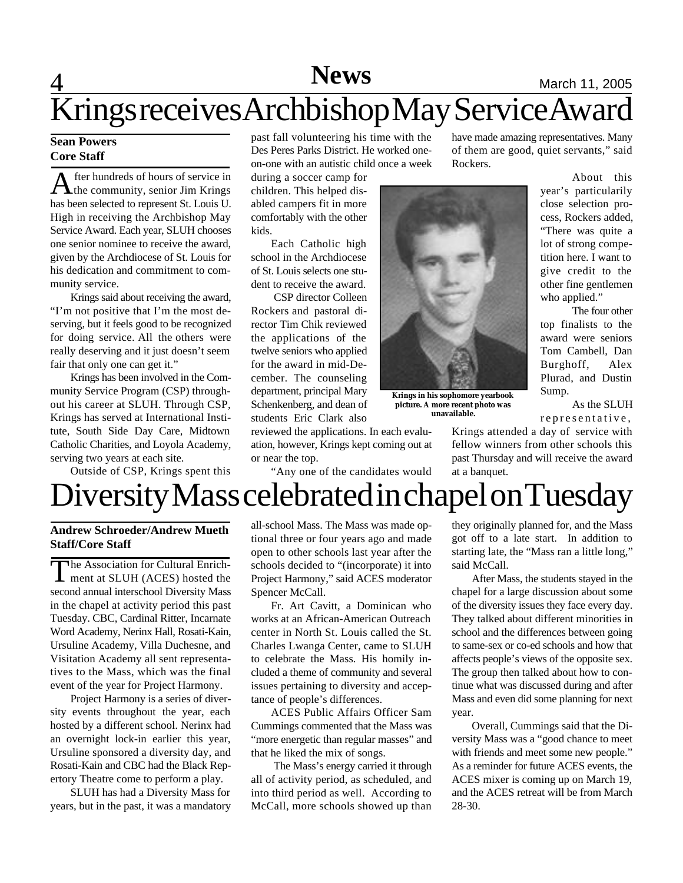# Krings receives Archbishop May Service Award

**Sean Powers**
**Core Staff**

After hundreds of hours of service in the community, senior Jim Krings has been selected to represent St. Louis U. High in receiving the Archbishop May Service Award. Each year, SLUH chooses one senior nominee to receive the award, given by the Archdiocese of St. Louis for his dedication and commitment to community service.

Krings said about receiving the award, "I'm not positive that I'm the most deserving, but it feels good to be recognized for doing service. All the others were really deserving and it just doesn't seem fair that only one can get it."

Krings has been involved in the Community Service Program (CSP) throughout his career at SLUH. Through CSP, Krings has served at International Institute, South Side Day Care, Midtown Catholic Charities, and Loyola Academy, serving two years at each site.

Outside of CSP, Krings spent this past fall volunteering his time with the Des Peres Parks District. He worked one-on-one with an autistic child once a week during a soccer camp for children. This helped disabled campers fit in more comfortably with the other kids.

Each Catholic high school in the Archdiocese of St. Louis selects one student to receive the award.

CSP director Colleen Rockers and pastoral director Tim Chik reviewed the applications of the twelve seniors who applied for the award in mid-December. The counseling department, principal Mary Schenkenberg, and dean of students Eric Clark also reviewed the applications. In each evaluation, however, Krings kept coming out at or near the top.

"Any one of the candidates would have made amazing representatives. Many of them are good, quiet servants," said Rockers.

Krings in his sophomore yearbook picture. A more recent photo was unavailable.

About this year's particularily close selection process, Rockers added, "There was quite a lot of strong competition here. I want to give credit to the other fine gentlemen who applied."

The four other top finalists to the award were seniors Tom Cambell, Dan Burghoff, Alex Plurad, and Dustin Sump.

As the SLUH representative, Krings attended a day of service with fellow winners from other schools this past Thursday and will receive the award at a banquet.

# Diversity Mass celebrated in chapel on Tuesday

**Andrew Schroeder/Andrew Mueth**
**Staff/Core Staff**

The Association for Cultural Enrichment at SLUH (ACES) hosted the second annual interschool Diversity Mass in the chapel at activity period this past Tuesday. CBC, Cardinal Ritter, Incarnate Word Academy, Nerinx Hall, Rosati-Kain, Ursuline Academy, Villa Duchesne, and Visitation Academy all sent representatives to the Mass, which was the final event of the year for Project Harmony.

Project Harmony is a series of diversity events throughout the year, each hosted by a different school. Nerinx had an overnight lock-in earlier this year, Ursuline sponsored a diversity day, and Rosati-Kain and CBC had the Black Repertory Theatre come to perform a play.

SLUH has had a Diversity Mass for years, but in the past, it was a mandatory all-school Mass. The Mass was made optional three or four years ago and made open to other schools last year after the schools decided to "(incorporate) it into Project Harmony," said ACES moderator Spencer McCall.

Fr. Art Cavitt, a Dominican who works at an African-American Outreach center in North St. Louis called the St. Charles Lwanga Center, came to SLUH to celebrate the Mass. His homily included a theme of community and several issues pertaining to diversity and acceptance of people's differences.

ACES Public Affairs Officer Sam Cummings commented that the Mass was "more energetic than regular masses" and that he liked the mix of songs.

The Mass's energy carried it through all of activity period, as scheduled, and into third period as well. According to McCall, more schools showed up than they originally planned for, and the Mass got off to a late start. In addition to starting late, the "Mass ran a little long," said McCall.

After Mass, the students stayed in the chapel for a large discussion about some of the diversity issues they face every day. They talked about different minorities in school and the differences between going to same-sex or co-ed schools and how that affects people's views of the opposite sex. The group then talked about how to continue what was discussed during and after Mass and even did some planning for next year.

Overall, Cummings said that the Diversity Mass was a "good chance to meet with friends and meet some new people." As a reminder for future ACES events, the ACES mixer is coming up on March 19, and the ACES retreat will be from March 28-30.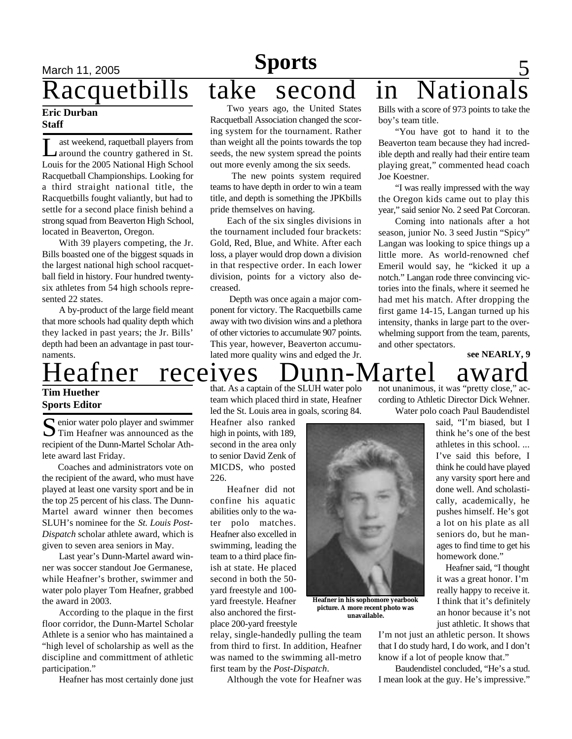# Racquetbills take second in Nationals

**Eric Durban**
**Staff**

Last weekend, raquetball players from around the country gathered in St. Louis for the 2005 National High School Racquetball Championships. Looking for a third straight national title, the Racquetbills fought valiantly, but had to settle for a second place finish behind a strong squad from Beaverton High School, located in Beaverton, Oregon.

With 39 players competing, the Jr. Bills boasted one of the biggest squads in the largest national high school racquetball field in history. Four hundred twenty-six athletes from 54 high schools represented 22 states.

A by-product of the large field meant that more schools had quality depth which they lacked in past years; the Jr. Bills' depth had been an advantage in past tournaments.

Two years ago, the United States Racquetball Association changed the scoring system for the tournament. Rather than weight all the points towards the top seeds, the new system spread the points out more evenly among the six seeds.

The new points system required teams to have depth in order to win a team title, and depth is something the JPKbills pride themselves on having.

Each of the six singles divisions in the tournament included four brackets: Gold, Red, Blue, and White. After each loss, a player would drop down a division in that respective order. In each lower division, points for a victory also decreased.

Depth was once again a major component for victory. The Racquetbills came away with two division wins and a plethora of other victories to accumulate 907 points. This year, however, Beaverton accumulated more quality wins and edged the Jr. Bills with a score of 973 points to take the boy's team title.

"You have got to hand it to the Beaverton team because they had incredible depth and really had their entire team playing great," commented head coach Joe Koestner.

"I was really impressed with the way the Oregon kids came out to play this year," said senior No. 2 seed Pat Corcoran.

Coming into nationals after a hot season, junior No. 3 seed Justin "Spicy" Langan was looking to spice things up a little more. As world-renowned chef Emeril would say, he "kicked it up a notch." Langan rode three convincing victories into the finals, where it seemed he had met his match. After dropping the first game 14-15, Langan turned up his intensity, thanks in large part to the overwhelming support from the team, parents, and other spectators.

**see NEARLY, 9**

# Heafner receives Dunn-Martel award

**Tim Huether**
**Sports Editor**

Senior water polo player and swimmer Tim Heafner was announced as the recipient of the Dunn-Martel Scholar Athlete award last Friday.

Coaches and administrators vote on the recipient of the award, who must have played at least one varsity sport and be in the top 25 percent of his class. The Dunn-Martel award winner then becomes SLUH's nominee for the *St. Louis Post-Dispatch* scholar athlete award, which is given to seven area seniors in May.

Last year's Dunn-Martel award winner was soccer standout Joe Germanese, while Heafner's brother, swimmer and water polo player Tom Heafner, grabbed the award in 2003.

According to the plaque in the first floor corridor, the Dunn-Martel Scholar Athlete is a senior who has maintained a "high level of scholarship as well as the discipline and committment of athletic participation."

Heafner has most certainly done just that. As a captain of the SLUH water polo team which placed third in state, Heafner led the St. Louis area in goals, scoring 84. Heafner also ranked high in points, with 189, second in the area only to senior David Zenk of MICDS, who posted 226.

Heafner did not confine his aquatic abilities only to the water polo matches. Heafner also excelled in swimming, leading the team to a third place finish at state. He placed second in both the 50-yard freestyle and 100-yard freestyle. Heafner also anchored the first-place 200-yard freestyle relay, single-handedly pulling the team from third to first. In addition, Heafner was named to the swimming all-metro first team by the *Post-Dispatch*.

Heafner in his sophomore yearbook picture. A more recent photo was unavailable.

Although the vote for Heafner was not unanimous, it was "pretty close," according to Athletic Director Dick Wehner.

Water polo coach Paul Baudendistel said, "I'm biased, but I think he's one of the best athletes in this school. ... I've said this before, I think he could have played any varsity sport here and done well. And scholastically, academically, he pushes himself. He's got a lot on his plate as all seniors do, but he manages to find time to get his homework done."

Heafner said, "I thought it was a great honor. I'm really happy to receive it. I think that it's definitely an honor because it's not just athletic. It shows that I'm not just an athletic person. It shows that I do study hard, I do work, and I don't know if a lot of people know that."

Baudendistel concluded, "He's a stud. I mean look at the guy. He's impressive."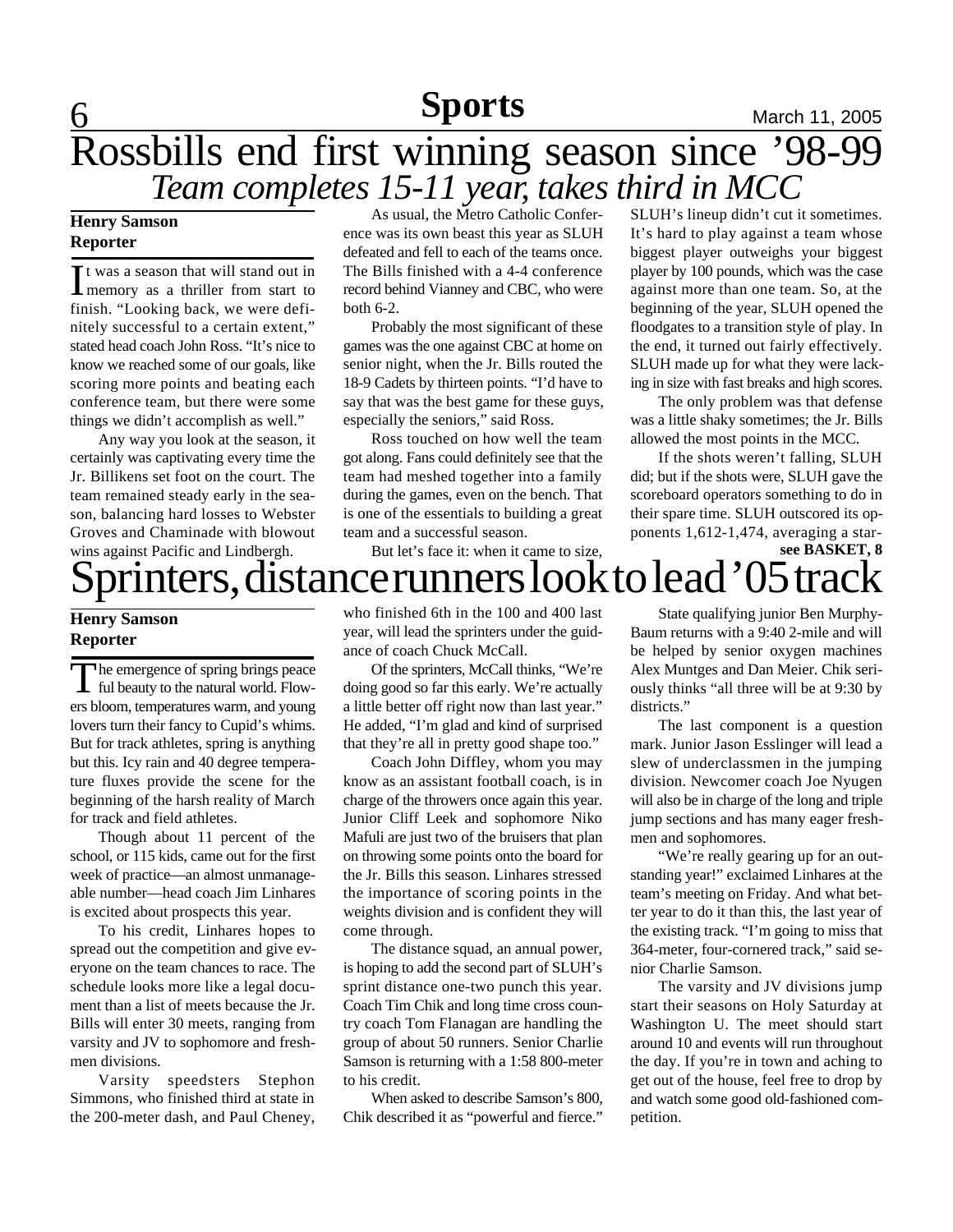# Rossbills end first winning season since '98-99

## *Team completes 15-11 year, takes third in MCC*

**Henry Samson**
**Reporter**

It was a season that will stand out in memory as a thriller from start to finish. "Looking back, we were definitely successful to a certain extent," stated head coach John Ross. "It's nice to know we reached some of our goals, like scoring more points and beating each conference team, but there were some things we didn't accomplish as well."

Any way you look at the season, it certainly was captivating every time the Jr. Billikens set foot on the court. The team remained steady early in the season, balancing hard losses to Webster Groves and Chaminade with blowout wins against Pacific and Lindbergh.

As usual, the Metro Catholic Conference was its own beast this year as SLUH defeated and fell to each of the teams once. The Bills finished with a 4-4 conference record behind Vianney and CBC, who were both 6-2.

Probably the most significant of these games was the one against CBC at home on senior night, when the Jr. Bills routed the 18-9 Cadets by thirteen points. "I'd have to say that was the best game for these guys, especially the seniors," said Ross.

Ross touched on how well the team got along. Fans could definitely see that the team had meshed together into a family during the games, even on the bench. That is one of the essentials to building a great team and a successful season.

But let's face it: when it came to size, SLUH's lineup didn't cut it sometimes. It's hard to play against a team whose biggest player outweighs your biggest player by 100 pounds, which was the case against more than one team. So, at the beginning of the year, SLUH opened the floodgates to a transition style of play. In the end, it turned out fairly effectively. SLUH made up for what they were lacking in size with fast breaks and high scores.

The only problem was that defense was a little shaky sometimes; the Jr. Bills allowed the most points in the MCC.

If the shots weren't falling, SLUH did; but if the shots were, SLUH gave the scoreboard operators something to do in their spare time. SLUH outscored its opponents 1,612-1,474, averaging a star-

**see BASKET, 8**

# Sprinters, distance runners look to lead '05 track

**Henry Samson**
**Reporter**

The emergence of spring brings peaceful beauty to the natural world. Flowers bloom, temperatures warm, and young lovers turn their fancy to Cupid's whims. But for track athletes, spring is anything but this. Icy rain and 40 degree temperature fluxes provide the scene for the beginning of the harsh reality of March for track and field athletes.

Though about 11 percent of the school, or 115 kids, came out for the first week of practice—an almost unmanageable number—head coach Jim Linhares is excited about prospects this year.

To his credit, Linhares hopes to spread out the competition and give everyone on the team chances to race. The schedule looks more like a legal document than a list of meets because the Jr. Bills will enter 30 meets, ranging from varsity and JV to sophomore and freshmen divisions.

Varsity speedsters Stephon Simmons, who finished third at state in the 200-meter dash, and Paul Cheney, who finished 6th in the 100 and 400 last year, will lead the sprinters under the guidance of coach Chuck McCall.

Of the sprinters, McCall thinks, "We're doing good so far this early. We're actually a little better off right now than last year." He added, "I'm glad and kind of surprised that they're all in pretty good shape too."

Coach John Diffley, whom you may know as an assistant football coach, is in charge of the throwers once again this year. Junior Cliff Leek and sophomore Niko Mafuli are just two of the bruisers that plan on throwing some points onto the board for the Jr. Bills this season. Linhares stressed the importance of scoring points in the weights division and is confident they will come through.

The distance squad, an annual power, is hoping to add the second part of SLUH's sprint distance one-two punch this year. Coach Tim Chik and long time cross country coach Tom Flanagan are handling the group of about 50 runners. Senior Charlie Samson is returning with a 1:58 800-meter to his credit.

When asked to describe Samson's 800, Chik described it as "powerful and fierce."

State qualifying junior Ben Murphy-Baum returns with a 9:40 2-mile and will be helped by senior oxygen machines Alex Muntges and Dan Meier. Chik seriously thinks "all three will be at 9:30 by districts."

The last component is a question mark. Junior Jason Esslinger will lead a slew of underclassmen in the jumping division. Newcomer coach Joe Nyugen will also be in charge of the long and triple jump sections and has many eager freshmen and sophomores.

"We're really gearing up for an outstanding year!" exclaimed Linhares at the team's meeting on Friday. And what better year to do it than this, the last year of the existing track. "I'm going to miss that 364-meter, four-cornered track," said senior Charlie Samson.

The varsity and JV divisions jump start their seasons on Holy Saturday at Washington U. The meet should start around 10 and events will run throughout the day. If you're in town and aching to get out of the house, feel free to drop by and watch some good old-fashioned competition.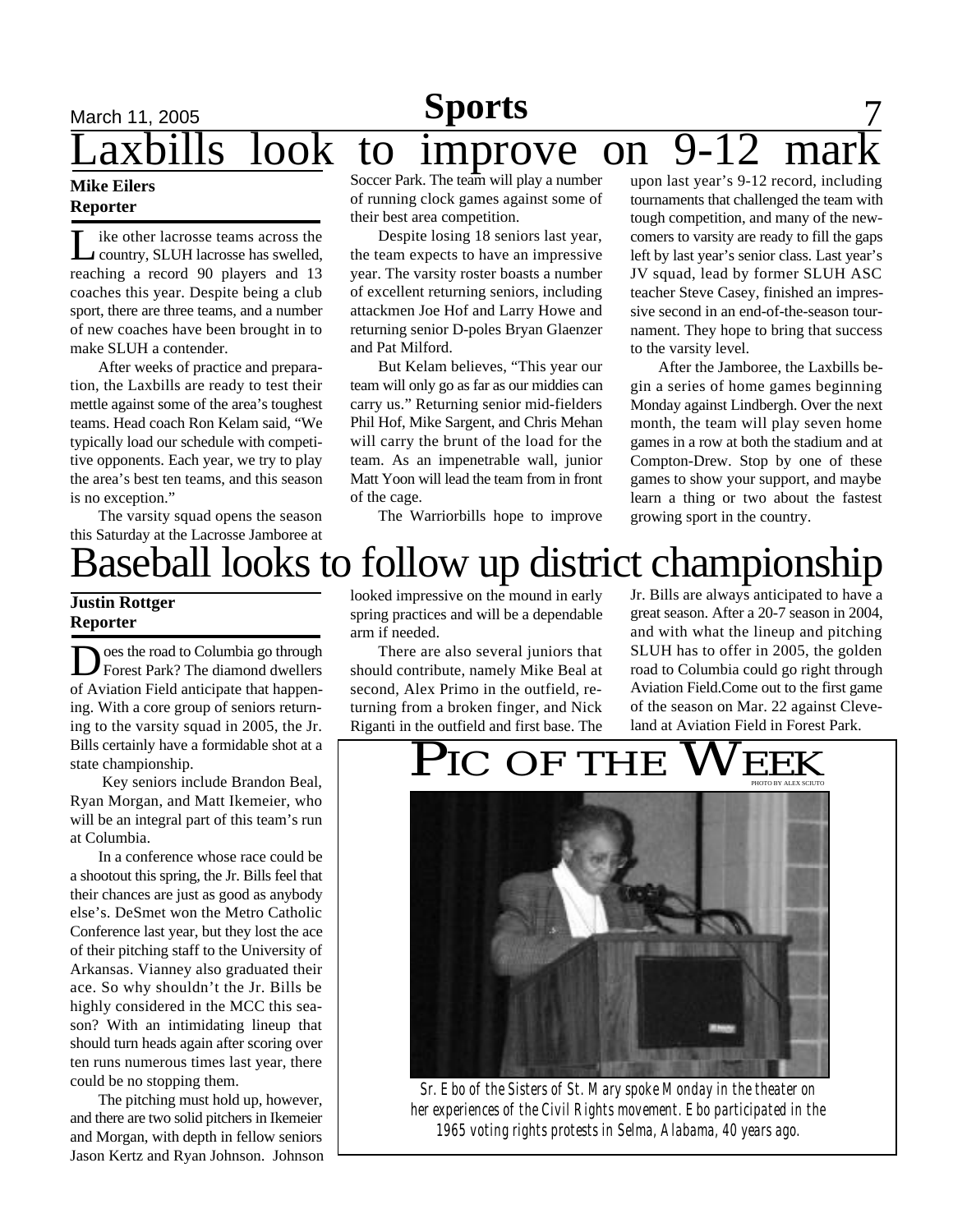# Laxbills look to improve on 9-12 mark

**Mike Eilers**
**Reporter**

Like other lacrosse teams across the country, SLUH lacrosse has swelled, reaching a record 90 players and 13 coaches this year. Despite being a club sport, there are three teams, and a number of new coaches have been brought in to make SLUH a contender.

After weeks of practice and preparation, the Laxbills are ready to test their mettle against some of the area's toughest teams. Head coach Ron Kelam said, "We typically load our schedule with competitive opponents. Each year, we try to play the area's best ten teams, and this season is no exception."

The varsity squad opens the season this Saturday at the Lacrosse Jamboree at Soccer Park. The team will play a number of running clock games against some of their best area competition.

Despite losing 18 seniors last year, the team expects to have an impressive year. The varsity roster boasts a number of excellent returning seniors, including attackmen Joe Hof and Larry Howe and returning senior D-poles Bryan Glaenzer and Pat Milford.

But Kelam believes, "This year our team will only go as far as our middies can carry us." Returning senior mid-fielders Phil Hof, Mike Sargent, and Chris Mehan will carry the brunt of the load for the team. As an impenetrable wall, junior Matt Yoon will lead the team from in front of the cage.

The Warriorbills hope to improve upon last year's 9-12 record, including tournaments that challenged the team with tough competition, and many of the newcomers to varsity are ready to fill the gaps left by last year's senior class. Last year's JV squad, lead by former SLUH ASC teacher Steve Casey, finished an impressive second in an end-of-the-season tournament. They hope to bring that success to the varsity level.

After the Jamboree, the Laxbills begin a series of home games beginning Monday against Lindbergh. Over the next month, the team will play seven home games in a row at both the stadium and at Compton-Drew. Stop by one of these games to show your support, and maybe learn a thing or two about the fastest growing sport in the country.

# Baseball looks to follow up district championship

**Justin Rottger**
**Reporter**

Does the road to Columbia go through Forest Park? The diamond dwellers of Aviation Field anticipate that happening. With a core group of seniors returning to the varsity squad in 2005, the Jr. Bills certainly have a formidable shot at a state championship.

Key seniors include Brandon Beal, Ryan Morgan, and Matt Ikemeier, who will be an integral part of this team's run at Columbia.

In a conference whose race could be a shootout this spring, the Jr. Bills feel that their chances are just as good as anybody else's. DeSmet won the Metro Catholic Conference last year, but they lost the ace of their pitching staff to the University of Arkansas. Vianney also graduated their ace. So why shouldn't the Jr. Bills be highly considered in the MCC this season? With an intimidating lineup that should turn heads again after scoring over ten runs numerous times last year, there could be no stopping them.

The pitching must hold up, however, and there are two solid pitchers in Ikemeier and Morgan, with depth in fellow seniors Jason Kertz and Ryan Johnson. Johnson looked impressive on the mound in early spring practices and will be a dependable arm if needed.

There are also several juniors that should contribute, namely Mike Beal at second, Alex Primo in the outfield, returning from a broken finger, and Nick Riganti in the outfield and first base. The Jr. Bills are always anticipated to have a great season. After a 20-7 season in 2004, and with what the lineup and pitching SLUH has to offer in 2005, the golden road to Columbia could go right through Aviation Field.Come out to the first game of the season on Mar. 22 against Cleveland at Aviation Field in Forest Park.

## Pic of the Week

PHOTO BY ALEX SCIUTO

*Sr. Ebo of the Sisters of St. Mary spoke Monday in the theater on her experiences of the Civil Rights movement. Ebo participated in the 1965 voting rights protests in Selma, Alabama, 40 years ago.*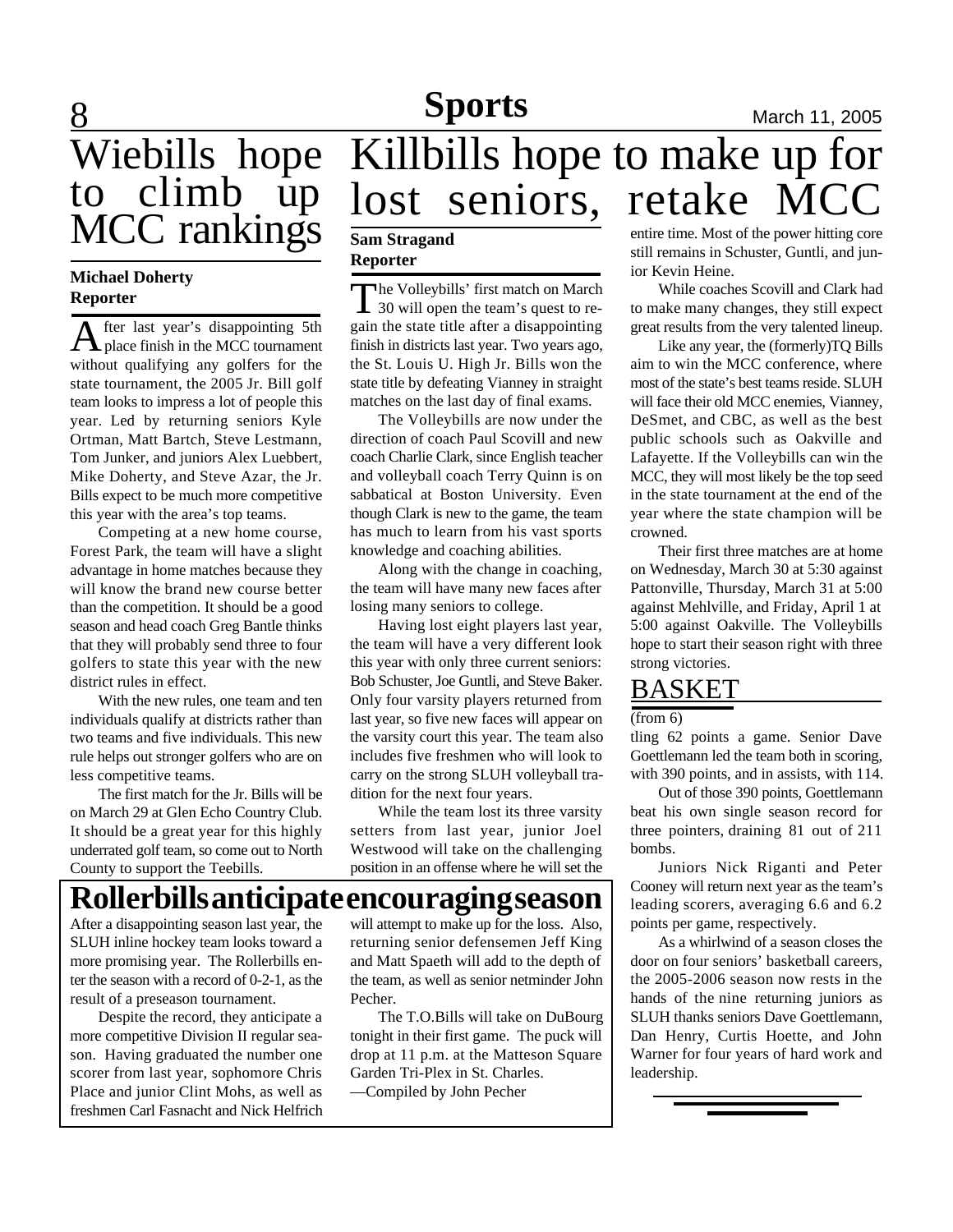# Wiebills hope to climb up MCC rankings

**Michael Doherty**
**Reporter**

After last year's disappointing 5th place finish in the MCC tournament without qualifying any golfers for the state tournament, the 2005 Jr. Bill golf team looks to impress a lot of people this year. Led by returning seniors Kyle Ortman, Matt Bartch, Steve Lestmann, Tom Junker, and juniors Alex Luebbert, Mike Doherty, and Steve Azar, the Jr. Bills expect to be much more competitive this year with the area's top teams.

Competing at a new home course, Forest Park, the team will have a slight advantage in home matches because they will know the brand new course better than the competition. It should be a good season and head coach Greg Bantle thinks that they will probably send three to four golfers to state this year with the new district rules in effect.

With the new rules, one team and ten individuals qualify at districts rather than two teams and five individuals. This new rule helps out stronger golfers who are on less competitive teams.

The first match for the Jr. Bills will be on March 29 at Glen Echo Country Club. It should be a great year for this highly underrated golf team, so come out to North County to support the Teebills.

# Killbills hope to make up for lost seniors, retake MCC

**Sam Stragand**
**Reporter**

The Volleybills' first match on March 30 will open the team's quest to regain the state title after a disappointing finish in districts last year. Two years ago, the St. Louis U. High Jr. Bills won the state title by defeating Vianney in straight matches on the last day of final exams.

The Volleybills are now under the direction of coach Paul Scovill and new coach Charlie Clark, since English teacher and volleyball coach Terry Quinn is on sabbatical at Boston University. Even though Clark is new to the game, the team has much to learn from his vast sports knowledge and coaching abilities.

Along with the change in coaching, the team will have many new faces after losing many seniors to college.

Having lost eight players last year, the team will have a very different look this year with only three current seniors: Bob Schuster, Joe Guntli, and Steve Baker. Only four varsity players returned from last year, so five new faces will appear on the varsity court this year. The team also includes five freshmen who will look to carry on the strong SLUH volleyball tradition for the next four years.

While the team lost its three varsity setters from last year, junior Joel Westwood will take on the challenging position in an offense where he will set the entire time. Most of the power hitting core still remains in Schuster, Guntli, and junior Kevin Heine.

While coaches Scovill and Clark had to make many changes, they still expect great results from the very talented lineup.

Like any year, the (formerly)TQ Bills aim to win the MCC conference, where most of the state's best teams reside. SLUH will face their old MCC enemies, Vianney, DeSmet, and CBC, as well as the best public schools such as Oakville and Lafayette. If the Volleybills can win the MCC, they will most likely be the top seed in the state tournament at the end of the year where the state champion will be crowned.

Their first three matches are at home on Wednesday, March 30 at 5:30 against Pattonville, Thursday, March 31 at 5:00 against Mehlville, and Friday, April 1 at 5:00 against Oakville. The Volleybills hope to start their season right with three strong victories.

# Rollerbills anticipate encouraging season

After a disappointing season last year, the SLUH inline hockey team looks toward a more promising year. The Rollerbills enter the season with a record of 0-2-1, as the result of a preseason tournament.

Despite the record, they anticipate a more competitive Division II regular season. Having graduated the number one scorer from last year, sophomore Chris Place and junior Clint Mohs, as well as freshmen Carl Fasnacht and Nick Helfrich will attempt to make up for the loss. Also, returning senior defensemen Jeff King and Matt Spaeth will add to the depth of the team, as well as senior netminder John Pecher.

The T.O.Bills will take on DuBourg tonight in their first game. The puck will drop at 11 p.m. at the Matteson Square Garden Tri-Plex in St. Charles.

—Compiled by John Pecher

## BASKET

(from 6)

tling 62 points a game. Senior Dave Goettlemann led the team both in scoring, with 390 points, and in assists, with 114.

Out of those 390 points, Goettlemann beat his own single season record for three pointers, draining 81 out of 211 bombs.

Juniors Nick Riganti and Peter Cooney will return next year as the team's leading scorers, averaging 6.6 and 6.2 points per game, respectively.

As a whirlwind of a season closes the door on four seniors' basketball careers, the 2005-2006 season now rests in the hands of the nine returning juniors as SLUH thanks seniors Dave Goettlemann, Dan Henry, Curtis Hoette, and John Warner for four years of hard work and leadership.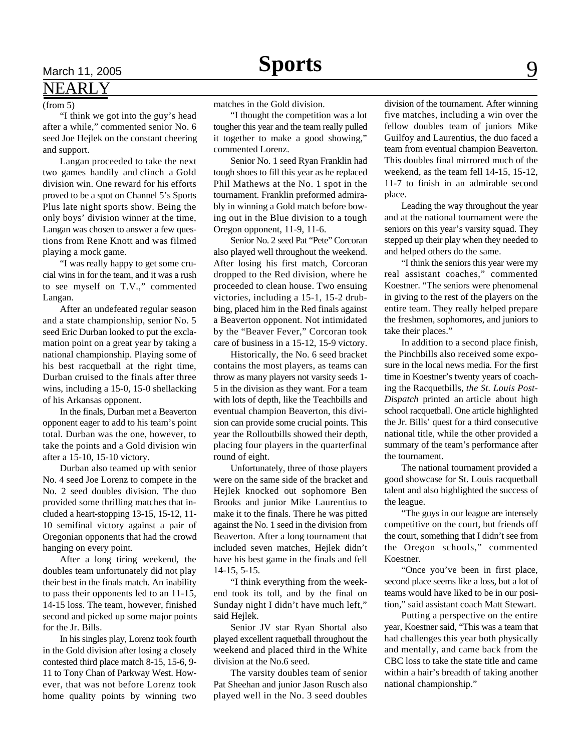## NEARLY

(from 5)

"I think we got into the guy's head after a while," commented senior No. 6 seed Joe Hejlek on the constant cheering and support.

Langan proceeded to take the next two games handily and clinch a Gold division win. One reward for his efforts proved to be a spot on Channel 5's Sports Plus late night sports show. Being the only boys' division winner at the time, Langan was chosen to answer a few questions from Rene Knott and was filmed playing a mock game.

"I was really happy to get some crucial wins in for the team, and it was a rush to see myself on T.V.," commented Langan.

After an undefeated regular season and a state championship, senior No. 5 seed Eric Durban looked to put the exclamation point on a great year by taking a national championship. Playing some of his best racquetball at the right time, Durban cruised to the finals after three wins, including a 15-0, 15-0 shellacking of his Arkansas opponent.

In the finals, Durban met a Beaverton opponent eager to add to his team's point total. Durban was the one, however, to take the points and a Gold division win after a 15-10, 15-10 victory.

Durban also teamed up with senior No. 4 seed Joe Lorenz to compete in the No. 2 seed doubles division. The duo provided some thrilling matches that included a heart-stopping 13-15, 15-12, 11-10 semifinal victory against a pair of Oregonian opponents that had the crowd hanging on every point.

After a long tiring weekend, the doubles team unfortunately did not play their best in the finals match. An inability to pass their opponents led to an 11-15, 14-15 loss. The team, however, finished second and picked up some major points for the Jr. Bills.

In his singles play, Lorenz took fourth in the Gold division after losing a closely contested third place match 8-15, 15-6, 9-11 to Tony Chan of Parkway West. However, that was not before Lorenz took home quality points by winning two matches in the Gold division.

"I thought the competition was a lot tougher this year and the team really pulled it together to make a good showing," commented Lorenz.

Senior No. 1 seed Ryan Franklin had tough shoes to fill this year as he replaced Phil Mathews at the No. 1 spot in the tournament. Franklin preformed admirably in winning a Gold match before bowing out in the Blue division to a tough Oregon opponent, 11-9, 11-6.

Senior No. 2 seed Pat "Pete" Corcoran also played well throughout the weekend. After losing his first match, Corcoran dropped to the Red division, where he proceeded to clean house. Two ensuing victories, including a 15-1, 15-2 drubbing, placed him in the Red finals against a Beaverton opponent. Not intimidated by the "Beaver Fever," Corcoran took care of business in a 15-12, 15-9 victory.

Historically, the No. 6 seed bracket contains the most players, as teams can throw as many players not varsity seeds 1-5 in the division as they want. For a team with lots of depth, like the Teachbills and eventual champion Beaverton, this division can provide some crucial points. This year the Rolloutbills showed their depth, placing four players in the quarterfinal round of eight.

Unfortunately, three of those players were on the same side of the bracket and Hejlek knocked out sophomore Ben Brooks and junior Mike Laurentius to make it to the finals. There he was pitted against the No. 1 seed in the division from Beaverton. After a long tournament that included seven matches, Hejlek didn't have his best game in the finals and fell 14-15, 5-15.

"I think everything from the weekend took its toll, and by the final on Sunday night I didn't have much left," said Hejlek.

Senior JV star Ryan Shortal also played excellent raquetball throughout the weekend and placed third in the White division at the No.6 seed.

The varsity doubles team of senior Pat Sheehan and junior Jason Rusch also played well in the No. 3 seed doubles division of the tournament. After winning five matches, including a win over the fellow doubles team of juniors Mike Guilfoy and Laurentius, the duo faced a team from eventual champion Beaverton. This doubles final mirrored much of the weekend, as the team fell 14-15, 15-12, 11-7 to finish in an admirable second place.

Leading the way throughout the year and at the national tournament were the seniors on this year's varsity squad. They stepped up their play when they needed to and helped others do the same.

"I think the seniors this year were my real assistant coaches," commented Koestner. "The seniors were phenomenal in giving to the rest of the players on the entire team. They really helped prepare the freshmen, sophomores, and juniors to take their places."

In addition to a second place finish, the Pinchbills also received some exposure in the local news media. For the first time in Koestner's twenty years of coaching the Racquetbills, *the St. Louis Post-Dispatch* printed an article about high school racquetball. One article highlighted the Jr. Bills' quest for a third consecutive national title, while the other provided a summary of the team's performance after the tournament.

The national tournament provided a good showcase for St. Louis racquetball talent and also highlighted the success of the league.

"The guys in our league are intensely competitive on the court, but friends off the court, something that I didn't see from the Oregon schools," commented Koestner.

"Once you've been in first place, second place seems like a loss, but a lot of teams would have liked to be in our position," said assistant coach Matt Stewart.

Putting a perspective on the entire year, Koestner said, "This was a team that had challenges this year both physically and mentally, and came back from the CBC loss to take the state title and came within a hair's breadth of taking another national championship."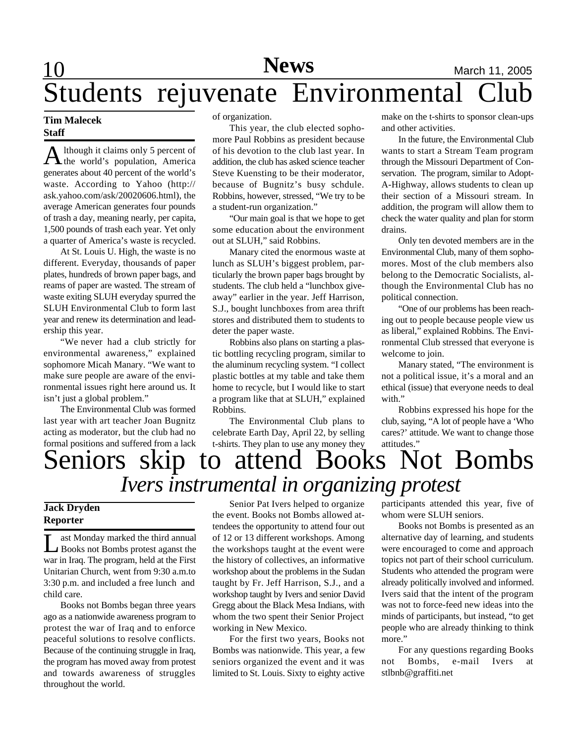# Students rejuvenate Environmental Club

**Tim Malecek**
**Staff**

Although it claims only 5 percent of the world's population, America generates about 40 percent of the world's waste. According to Yahoo (http://ask.yahoo.com/ask/20020606.html), the average American generates four pounds of trash a day, meaning nearly, per capita, 1,500 pounds of trash each year. Yet only a quarter of America's waste is recycled.

At St. Louis U. High, the waste is no different. Everyday, thousands of paper plates, hundreds of brown paper bags, and reams of paper are wasted. The stream of waste exiting SLUH everyday spurred the SLUH Environmental Club to form last year and renew its determination and leadership this year.

"We never had a club strictly for environmental awareness," explained sophomore Micah Manary. "We want to make sure people are aware of the environmental issues right here around us. It isn't just a global problem."

The Environmental Club was formed last year with art teacher Joan Bugnitz acting as moderator, but the club had no formal positions and suffered from a lack of organization.

This year, the club elected sophomore Paul Robbins as president because of his devotion to the club last year. In addition, the club has asked science teacher Steve Kuensting to be their moderator, because of Bugnitz's busy schdule. Robbins, however, stressed, "We try to be a student-run organization."

"Our main goal is that we hope to get some education about the environment out at SLUH," said Robbins.

Manary cited the enormous waste at lunch as SLUH's biggest problem, particularly the brown paper bags brought by students. The club held a "lunchbox giveaway" earlier in the year. Jeff Harrison, S.J., bought lunchboxes from area thrift stores and distributed them to students to deter the paper waste.

Robbins also plans on starting a plastic bottling recycling program, similar to the aluminum recycling system. "I collect plastic bottles at my table and take them home to recycle, but I would like to start a program like that at SLUH," explained Robbins.

The Environmental Club plans to celebrate Earth Day, April 22, by selling t-shirts. They plan to use any money they make on the t-shirts to sponsor clean-ups and other activities.

In the future, the Environmental Club wants to start a Stream Team program through the Missouri Department of Conservation. The program, similar to Adopt-A-Highway, allows students to clean up their section of a Missouri stream. In addition, the program will allow them to check the water quality and plan for storm drains.

Only ten devoted members are in the Environmental Club, many of them sophomores. Most of the club members also belong to the Democratic Socialists, although the Environmental Club has no political connection.

"One of our problems has been reaching out to people because people view us as liberal," explained Robbins. The Environmental Club stressed that everyone is welcome to join.

Manary stated, "The environment is not a political issue, it's a moral and an ethical (issue) that everyone needs to deal with."

Robbins expressed his hope for the club, saying, "A lot of people have a 'Who cares?' attitude. We want to change those attitudes."

# Seniors skip to attend Books Not Bombs

## *Ivers instrumental in organizing protest*

**Jack Dryden**
**Reporter**

Last Monday marked the third annual Books not Bombs protest aganst the war in Iraq. The program, held at the First Unitarian Church, went from 9:30 a.m.to 3:30 p.m. and included a free lunch and child care.

Books not Bombs began three years ago as a nationwide awareness program to protest the war of Iraq and to enforce peaceful solutions to resolve conflicts. Because of the continuing struggle in Iraq, the program has moved away from protest and towards awareness of struggles throughout the world.

Senior Pat Ivers helped to organize the event. Books not Bombs allowed attendees the opportunity to attend four out of 12 or 13 different workshops. Among the workshops taught at the event were the history of collectives, an informative workshop about the problems in the Sudan taught by Fr. Jeff Harrison, S.J., and a workshop taught by Ivers and senior David Gregg about the Black Mesa Indians, with whom the two spent their Senior Project working in New Mexico.

For the first two years, Books not Bombs was nationwide. This year, a few seniors organized the event and it was limited to St. Louis. Sixty to eighty active participants attended this year, five of whom were SLUH seniors.

Books not Bombs is presented as an alternative day of learning, and students were encouraged to come and approach topics not part of their school curriculum. Students who attended the program were already politically involved and informed. Ivers said that the intent of the program was not to force-feed new ideas into the minds of participants, but instead, "to get people who are already thinking to think more."

For any questions regarding Books not Bombs, e-mail Ivers at stlbnb@graffiti.net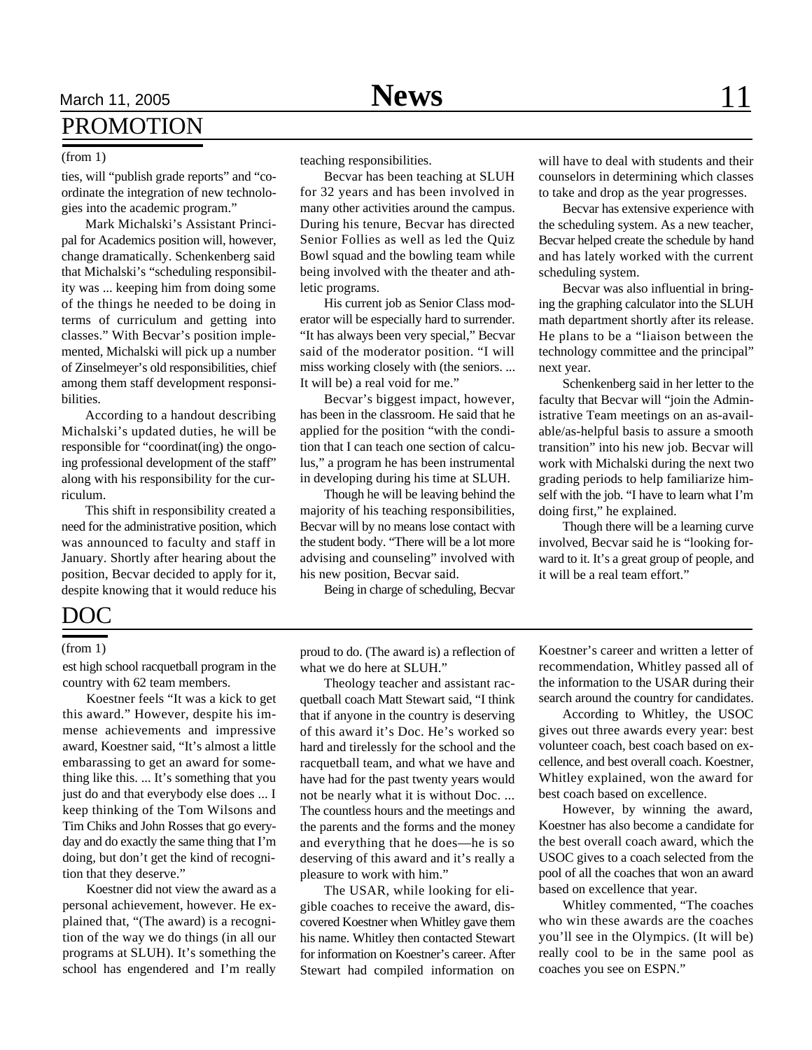## PROMOTION

(from 1)

ties, will "publish grade reports" and "coordinate the integration of new technologies into the academic program."

Mark Michalski's Assistant Principal for Academics position will, however, change dramatically. Schenkenberg said that Michalski's "scheduling responsibility was ... keeping him from doing some of the things he needed to be doing in terms of curriculum and getting into classes." With Becvar's position implemented, Michalski will pick up a number of Zinselmeyer's old responsibilities, chief among them staff development responsibilities.

According to a handout describing Michalski's updated duties, he will be responsible for "coordinat(ing) the ongoing professional development of the staff" along with his responsibility for the curriculum.

This shift in responsibility created a need for the administrative position, which was announced to faculty and staff in January. Shortly after hearing about the position, Becvar decided to apply for it, despite knowing that it would reduce his teaching responsibilities.

Becvar has been teaching at SLUH for 32 years and has been involved in many other activities around the campus. During his tenure, Becvar has directed Senior Follies as well as led the Quiz Bowl squad and the bowling team while being involved with the theater and athletic programs.

His current job as Senior Class moderator will be especially hard to surrender. "It has always been very special," Becvar said of the moderator position. "I will miss working closely with (the seniors. ... It will be) a real void for me."

Becvar's biggest impact, however, has been in the classroom. He said that he applied for the position "with the condition that I can teach one section of calculus," a program he has been instrumental in developing during his time at SLUH.

Though he will be leaving behind the majority of his teaching responsibilities, Becvar will by no means lose contact with the student body. "There will be a lot more advising and counseling" involved with his new position, Becvar said.

Being in charge of scheduling, Becvar will have to deal with students and their counselors in determining which classes to take and drop as the year progresses.

Becvar has extensive experience with the scheduling system. As a new teacher, Becvar helped create the schedule by hand and has lately worked with the current scheduling system.

Becvar was also influential in bringing the graphing calculator into the SLUH math department shortly after its release. He plans to be a "liaison between the technology committee and the principal" next year.

Schenkenberg said in her letter to the faculty that Becvar will "join the Administrative Team meetings on an as-available/as-helpful basis to assure a smooth transition" into his new job. Becvar will work with Michalski during the next two grading periods to help familiarize himself with the job. "I have to learn what I'm doing first," he explained.

Though there will be a learning curve involved, Becvar said he is "looking forward to it. It's a great group of people, and it will be a real team effort."

## DOC

(from 1)

est high school racquetball program in the country with 62 team members.

Koestner feels "It was a kick to get this award." However, despite his immense achievements and impressive award, Koestner said, "It's almost a little embarassing to get an award for something like this. ... It's something that you just do and that everybody else does ... I keep thinking of the Tom Wilsons and Tim Chiks and John Rosses that go everyday and do exactly the same thing that I'm doing, but don't get the kind of recognition that they deserve."

Koestner did not view the award as a personal achievement, however. He explained that, "(The award) is a recognition of the way we do things (in all our programs at SLUH). It's something the school has engendered and I'm really proud to do. (The award is) a reflection of what we do here at SLUH."

Theology teacher and assistant racquetball coach Matt Stewart said, "I think that if anyone in the country is deserving of this award it's Doc. He's worked so hard and tirelessly for the school and the racquetball team, and what we have and have had for the past twenty years would not be nearly what it is without Doc. ... The countless hours and the meetings and the parents and the forms and the money and everything that he does—he is so deserving of this award and it's really a pleasure to work with him."

The USAR, while looking for eligible coaches to receive the award, discovered Koestner when Whitley gave them his name. Whitley then contacted Stewart for information on Koestner's career. After Stewart had compiled information on Koestner's career and written a letter of recommendation, Whitley passed all of the information to the USAR during their search around the country for candidates.

According to Whitley, the USOC gives out three awards every year: best volunteer coach, best coach based on excellence, and best overall coach. Koestner, Whitley explained, won the award for best coach based on excellence.

However, by winning the award, Koestner has also become a candidate for the best overall coach award, which the USOC gives to a coach selected from the pool of all the coaches that won an award based on excellence that year.

Whitley commented, "The coaches who win these awards are the coaches you'll see in the Olympics. (It will be) really cool to be in the same pool as coaches you see on ESPN."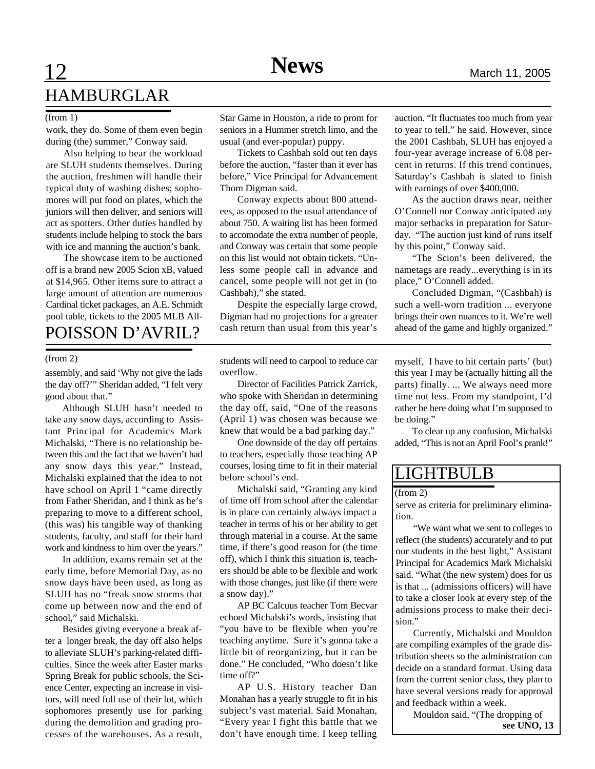## HAMBURGLAR

(from 1)

work, they do. Some of them even begin during (the) summer," Conway said.

Also helping to bear the workload are SLUH students themselves. During the auction, freshmen will handle their typical duty of washing dishes; sophomores will put food on plates, which the juniors will then deliver, and seniors will act as spotters. Other duties handled by students include helping to stock the bars with ice and manning the auction's bank.

The showcase item to be auctioned off is a brand new 2005 Scion xB, valued at $14,965. Other items sure to attract a large amount of attention are numerous Cardinal ticket packages, an A.E. Schmidt pool table, tickets to the 2005 MLB All-Star Game in Houston, a ride to prom for seniors in a Hummer stretch limo, and the usual (and ever-popular) puppy.

Tickets to Cashbah sold out ten days before the auction, "faster than it ever has before," Vice Principal for Advancement Thom Digman said.

Conway expects about 800 attendees, as opposed to the usual attendance of about 750. A waiting list has been formed to accomodate the extra number of people, and Conway was certain that some people on this list would not obtain tickets. "Unless some people call in advance and cancel, some people will not get in (to Cashbah)," she stated.

Despite the especially large crowd, Digman had no projections for a greater cash return than usual from this year's auction. "It fluctuates too much from year to year to tell," he said. However, since the 2001 Cashbah, SLUH has enjoyed a four-year average increase of 6.08 percent in returns. If this trend continues, Saturday's Cashbah is slated to finish with earnings of over $400,000.

As the auction draws near, neither O'Connell nor Conway anticipated any major setbacks in preparation for Saturday. "The auction just kind of runs itself by this point," Conway said.

"The Scion's been delivered, the nametags are ready...everything is in its place," O'Connell added.

Concluded Digman, "(Cashbah) is such a well-worn tradition ... everyone brings their own nuances to it. We're well ahead of the game and highly organized."

## POISSON D'AVRIL?

(from 2)

assembly, and said 'Why not give the lads the day off?'" Sheridan added, "I felt very good about that."

Although SLUH hasn't needed to take any snow days, according to Assistant Principal for Academics Mark Michalski, "There is no relationship between this and the fact that we haven't had any snow days this year." Instead, Michalski explained that the idea to not have school on April 1 "came directly from Father Sheridan, and I think as he's preparing to move to a different school, (this was) his tangible way of thanking students, faculty, and staff for their hard work and kindness to him over the years."

In addition, exams remain set at the early time, before Memorial Day, as no snow days have been used, as long as SLUH has no "freak snow storms that come up between now and the end of school," said Michalski.

Besides giving everyone a break after a longer break, the day off also helps to alleviate SLUH's parking-related difficulties. Since the week after Easter marks Spring Break for public schools, the Science Center, expecting an increase in visitors, will need full use of their lot, which sophomores presently use for parking during the demolition and grading processes of the warehouses. As a result, students will need to carpool to reduce car overflow.

Director of Facilities Patrick Zarrick, who spoke with Sheridan in determining the day off, said, "One of the reasons (April 1) was chosen was because we knew that would be a bad parking day."

One downside of the day off pertains to teachers, especially those teaching AP courses, losing time to fit in their material before school's end.

Michalski said, "Granting any kind of time off from school after the calendar is in place can certainly always impact a teacher in terms of his or her ability to get through material in a course. At the same time, if there's good reason for (the time off), which I think this situation is, teachers should be able to be flexible and work with those changes, just like (if there were a snow day)."

AP BC Calcuus teacher Tom Becvar echoed Michalski's words, insisting that "you have to be flexible when you're teaching anytime. Sure it's gonna take a little bit of reorganizing, but it can be done." He concluded, "Who doesn't like time off?"

AP U.S. History teacher Dan Monahan has a yearly struggle to fit in his subject's vast material. Said Monahan, "Every year I fight this battle that we don't have enough time. I keep telling myself, I have to hit certain parts' (but) this year I may be (actually hitting all the parts) finally. ... We always need more time not less. From my standpoint, I'd rather be here doing what I'm supposed to be doing."

To clear up any confusion, Michalski added, "This is not an April Fool's prank!"

## LIGHTBULB

(from 2)

serve as criteria for preliminary elimination.

"We want what we sent to colleges to reflect (the students) accurately and to put our students in the best light," Assistant Principal for Academics Mark Michalski said. "What (the new system) does for us is that ... (admissions officers) will have to take a closer look at every step of the admissions process to make their decision."

Currently, Michalski and Mouldon are compiling examples of the grade distribution sheets so the administration can decide on a standard format. Using data from the current senior class, they plan to have several versions ready for approval and feedback within a week.

Mouldon said, "(The dropping of

**see UNO, 13**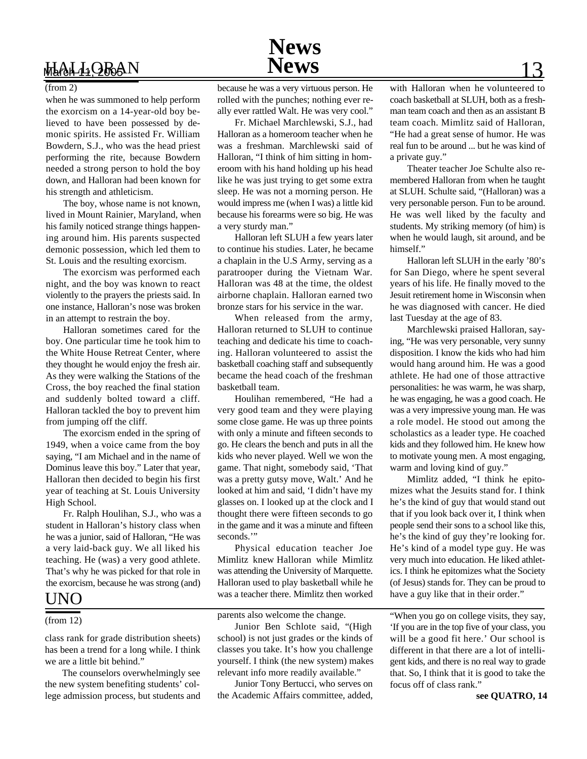## HALLORAN

(from 2)

when he was summoned to help perform the exorcism on a 14-year-old boy believed to have been possessed by demonic spirits. He assisted Fr. William Bowdern, S.J., who was the head priest performing the rite, because Bowdern needed a strong person to hold the boy down, and Halloran had been known for his strength and athleticism.

The boy, whose name is not known, lived in Mount Rainier, Maryland, when his family noticed strange things happening around him. His parents suspected demonic possession, which led them to St. Louis and the resulting exorcism.

The exorcism was performed each night, and the boy was known to react violently to the prayers the priests said. In one instance, Halloran's nose was broken in an attempt to restrain the boy.

Halloran sometimes cared for the boy. One particular time he took him to the White House Retreat Center, where they thought he would enjoy the fresh air. As they were walking the Stations of the Cross, the boy reached the final station and suddenly bolted toward a cliff. Halloran tackled the boy to prevent him from jumping off the cliff.

The exorcism ended in the spring of 1949, when a voice came from the boy saying, "I am Michael and in the name of Dominus leave this boy." Later that year, Halloran then decided to begin his first year of teaching at St. Louis University High School.

Fr. Ralph Houlihan, S.J., who was a student in Halloran's history class when he was a junior, said of Halloran, "He was a very laid-back guy. We all liked his teaching. He (was) a very good athlete. That's why he was picked for that role in the exorcism, because he was strong (and) because he was a very virtuous person. He rolled with the punches; nothing ever really ever rattled Walt. He was very cool."

Fr. Michael Marchlewski, S.J., had Halloran as a homeroom teacher when he was a freshman. Marchlewski said of Halloran, "I think of him sitting in homeroom with his hand holding up his head like he was just trying to get some extra sleep. He was not a morning person. He would impress me (when I was) a little kid because his forearms were so big. He was a very sturdy man."

Halloran left SLUH a few years later to continue his studies. Later, he became a chaplain in the U.S Army, serving as a paratrooper during the Vietnam War. Halloran was 48 at the time, the oldest airborne chaplain. Halloran earned two bronze stars for his service in the war.

When released from the army, Halloran returned to SLUH to continue teaching and dedicate his time to coaching. Halloran volunteered to assist the basketball coaching staff and subsequently became the head coach of the freshman basketball team.

Houlihan remembered, "He had a very good team and they were playing some close game. He was up three points with only a minute and fifteen seconds to go. He clears the bench and puts in all the kids who never played. Well we won the game. That night, somebody said, 'That was a pretty gutsy move, Walt.' And he looked at him and said, 'I didn't have my glasses on. I looked up at the clock and I thought there were fifteen seconds to go in the game and it was a minute and fifteen seconds.'"

Physical education teacher Joe Mimlitz knew Halloran while Mimlitz was attending the University of Marquette. Halloran used to play basketball while he was a teacher there. Mimlitz then worked with Halloran when he volunteered to coach basketball at SLUH, both as a freshman team coach and then as an assistant B team coach. Mimlitz said of Halloran, "He had a great sense of humor. He was real fun to be around ... but he was kind of a private guy."

Theater teacher Joe Schulte also remembered Halloran from when he taught at SLUH. Schulte said, "(Halloran) was a very personable person. Fun to be around. He was well liked by the faculty and students. My striking memory (of him) is when he would laugh, sit around, and be himself."

Halloran left SLUH in the early '80's for San Diego, where he spent several years of his life. He finally moved to the Jesuit retirement home in Wisconsin when he was diagnosed with cancer. He died last Tuesday at the age of 83.

Marchlewski praised Halloran, saying, "He was very personable, very sunny disposition. I know the kids who had him would hang around him. He was a good athlete. He had one of those attractive personalities: he was warm, he was sharp, he was engaging, he was a good coach. He was a very impressive young man. He was a role model. He stood out among the scholastics as a leader type. He coached kids and they followed him. He knew how to motivate young men. A most engaging, warm and loving kind of guy."

Mimlitz added, "I think he epitomizes what the Jesuits stand for. I think he's the kind of guy that would stand out that if you look back over it, I think when people send their sons to a school like this, he's the kind of guy they're looking for. He's kind of a model type guy. He was very much into education. He liked athletics. I think he epitomizes what the Society (of Jesus) stands for. They can be proud to have a guy like that in their order."

## UNO

(from 12)

class rank for grade distribution sheets) has been a trend for a long while. I think we are a little bit behind."

The counselors overwhelmingly see the new system benefiting students' college admission process, but students and parents also welcome the change.

Junior Ben Schlote said, "(High school) is not just grades or the kinds of classes you take. It's how you challenge yourself. I think (the new system) makes relevant info more readily available."

Junior Tony Bertucci, who serves on the Academic Affairs committee, added, "When you go on college visits, they say, 'If you are in the top five of your class, you will be a good fit here.' Our school is different in that there are a lot of intelligent kids, and there is no real way to grade that. So, I think that it is good to take the focus off of class rank."

**see QUATRO, 14**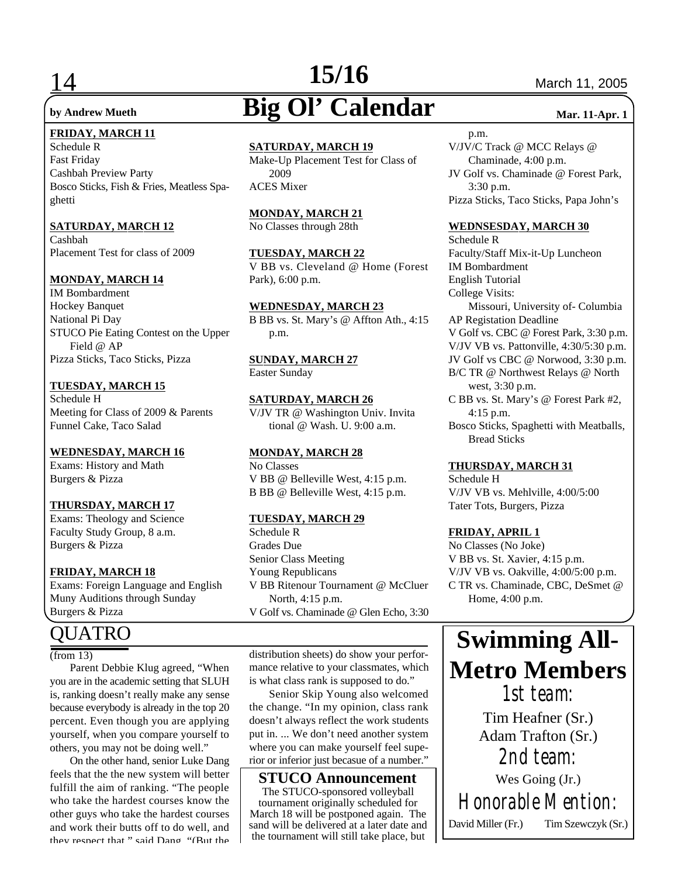# Big Ol' Calendar

by Andrew Mueth

Mar. 11-Apr. 1

**FRIDAY, MARCH 11**
Schedule R
Fast Friday
Cashbah Preview Party
Bosco Sticks, Fish & Fries, Meatless Spaghetti

**SATURDAY, MARCH 12**
Cashbah
Placement Test for class of 2009

**MONDAY, MARCH 14**
IM Bombardment
Hockey Banquet
National Pi Day
STUCO Pie Eating Contest on the Upper Field @ AP
Pizza Sticks, Taco Sticks, Pizza

**TUESDAY, MARCH 15**
Schedule H
Meeting for Class of 2009 & Parents
Funnel Cake, Taco Salad

**WEDNESDAY, MARCH 16**
Exams: History and Math
Burgers & Pizza

**THURSDAY, MARCH 17**
Exams: Theology and Science
Faculty Study Group, 8 a.m.
Burgers & Pizza

**FRIDAY, MARCH 18**
Exams: Foreign Language and English
Muny Auditions through Sunday
Burgers & Pizza

**SATURDAY, MARCH 19**
Make-Up Placement Test for Class of 2009
ACES Mixer

**MONDAY, MARCH 21**
No Classes through 28th

**TUESDAY, MARCH 22**
V BB vs. Cleveland @ Home (Forest Park), 6:00 p.m.

**WEDNESDAY, MARCH 23**
B BB vs. St. Mary's @ Affton Ath., 4:15 p.m.

**SUNDAY, MARCH 27**
Easter Sunday

**SATURDAY, MARCH 26**
V/JV TR @ Washington Univ. Invitational @ Wash. U. 9:00 a.m.

**MONDAY, MARCH 28**
No Classes
V BB @ Belleville West, 4:15 p.m.
B BB @ Belleville West, 4:15 p.m.

**TUESDAY, MARCH 29**
Schedule R
Grades Due
Senior Class Meeting
Young Republicans
V BB Ritenour Tournament @ McCluer North, 4:15 p.m.
V Golf vs. Chaminade @ Glen Echo, 3:30 p.m.
V/JV/C Track @ MCC Relays @ Chaminade, 4:00 p.m.
JV Golf vs. Chaminade @ Forest Park, 3:30 p.m.
Pizza Sticks, Taco Sticks, Papa John's

**WEDNSESDAY, MARCH 30**
Schedule R
Faculty/Staff Mix-it-Up Luncheon
IM Bombardment
English Tutorial
College Visits:
Missouri, University of- Columbia
AP Registation Deadline
V Golf vs. CBC @ Forest Park, 3:30 p.m.
V/JV VB vs. Pattonville, 4:30/5:30 p.m.
JV Golf vs CBC @ Norwood, 3:30 p.m.
B/C TR @ Northwest Relays @ North west, 3:30 p.m.
C BB vs. St. Mary's @ Forest Park #2, 4:15 p.m.
Bosco Sticks, Spaghetti with Meatballs, Bread Sticks

**THURSDAY, MARCH 31**
Schedule H
V/JV VB vs. Mehlville, 4:00/5:00
Tater Tots, Burgers, Pizza

**FRIDAY, APRIL 1**
No Classes (No Joke)
V BB vs. St. Xavier, 4:15 p.m.
V/JV VB vs. Oakville, 4:00/5:00 p.m.
C TR vs. Chaminade, CBC, DeSmet @ Home, 4:00 p.m.

## QUATRO

(from 13)

Parent Debbie Klug agreed, "When you are in the academic setting that SLUH is, ranking doesn't really make any sense because everybody is already in the top 20 percent. Even though you are applying yourself, when you compare yourself to others, you may not be doing well."

On the other hand, senior Luke Dang feels that the the new system will better fulfill the aim of ranking. "The people who take the hardest courses know the other guys who take the hardest courses and work their butts off to do well, and they respect that," said Dang. "(But the distribution sheets) do show your performance relative to your classmates, which is what class rank is supposed to do."

Senior Skip Young also welcomed the change. "In my opinion, class rank doesn't always reflect the work students put in. ... We don't need another system where you can make yourself feel superior or inferior just becasue of a number."

### STUCO Announcement

The STUCO-sponsored volleyball tournament originally scheduled for March 18 will be postponed again. The sand will be delivered at a later date and the tournament will still take place, but

## Swimming All-Metro Members

*1st team:*

Tim Heafner (Sr.)
Adam Trafton (Sr.)

*2nd team:*

Wes Going (Jr.)

*Honorable Mention:*

David Miller (Fr.) Tim Szewczyk (Sr.)